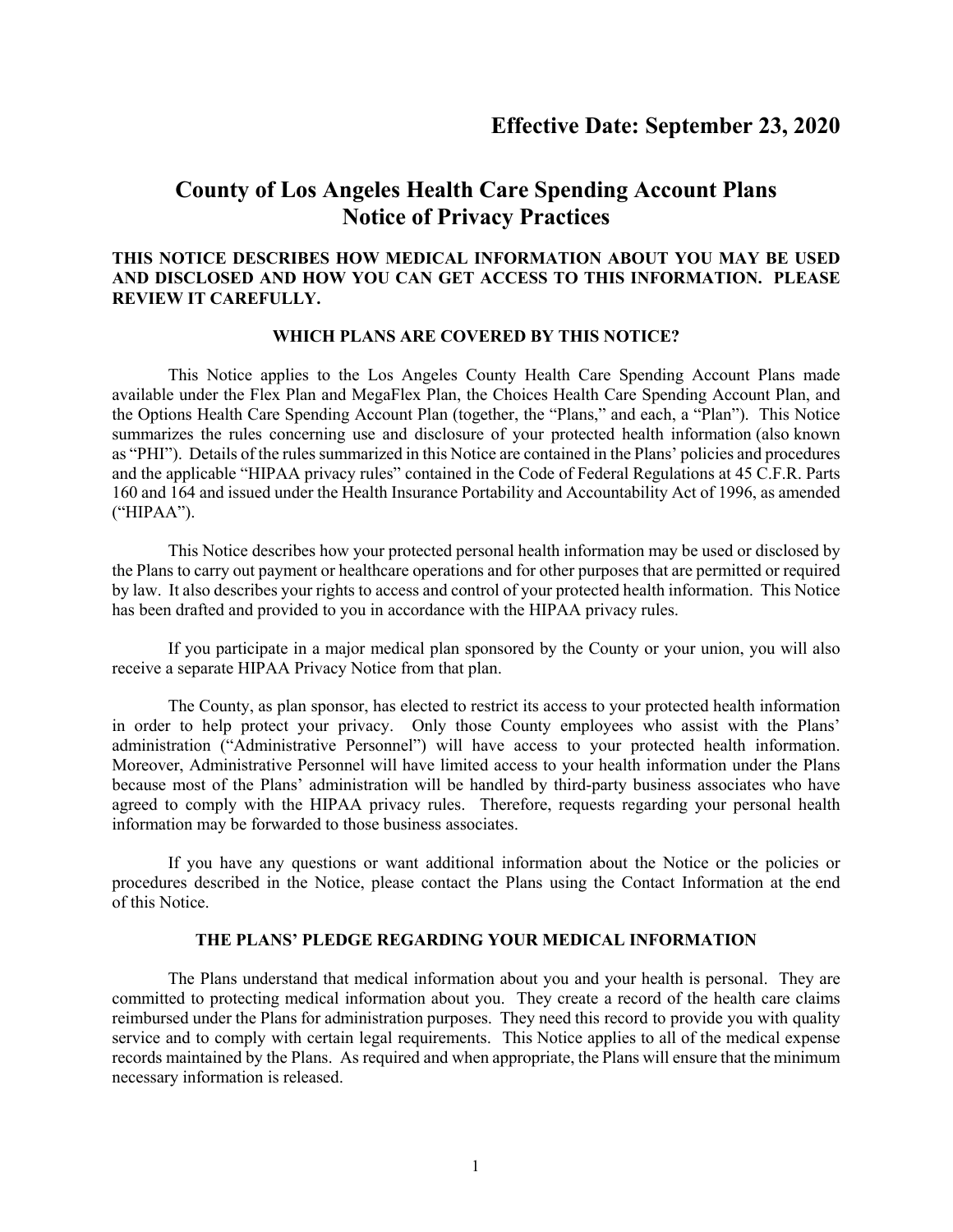**Effective Date: September 23, 2020**

# County of Los Angeles Health Care Spending Account Plans
# Notice of Privacy Practices

**THIS NOTICE DESCRIBES HOW MEDICAL INFORMATION ABOUT YOU MAY BE USED AND DISCLOSED AND HOW YOU CAN GET ACCESS TO THIS INFORMATION. PLEASE REVIEW IT CAREFULLY.**

## WHICH PLANS ARE COVERED BY THIS NOTICE?

This Notice applies to the Los Angeles County Health Care Spending Account Plans made available under the Flex Plan and MegaFlex Plan, the Choices Health Care Spending Account Plan, and the Options Health Care Spending Account Plan (together, the "Plans," and each, a "Plan"). This Notice summarizes the rules concerning use and disclosure of your protected health information (also known as "PHI"). Details of the rules summarized in this Notice are contained in the Plans' policies and procedures and the applicable "HIPAA privacy rules" contained in the Code of Federal Regulations at 45 C.F.R. Parts 160 and 164 and issued under the Health Insurance Portability and Accountability Act of 1996, as amended ("HIPAA").

This Notice describes how your protected personal health information may be used or disclosed by the Plans to carry out payment or healthcare operations and for other purposes that are permitted or required by law. It also describes your rights to access and control of your protected health information. This Notice has been drafted and provided to you in accordance with the HIPAA privacy rules.

If you participate in a major medical plan sponsored by the County or your union, you will also receive a separate HIPAA Privacy Notice from that plan.

The County, as plan sponsor, has elected to restrict its access to your protected health information in order to help protect your privacy. Only those County employees who assist with the Plans' administration ("Administrative Personnel") will have access to your protected health information. Moreover, Administrative Personnel will have limited access to your health information under the Plans because most of the Plans' administration will be handled by third-party business associates who have agreed to comply with the HIPAA privacy rules. Therefore, requests regarding your personal health information may be forwarded to those business associates.

If you have any questions or want additional information about the Notice or the policies or procedures described in the Notice, please contact the Plans using the Contact Information at the end of this Notice.

## THE PLANS' PLEDGE REGARDING YOUR MEDICAL INFORMATION

The Plans understand that medical information about you and your health is personal. They are committed to protecting medical information about you. They create a record of the health care claims reimbursed under the Plans for administration purposes. They need this record to provide you with quality service and to comply with certain legal requirements. This Notice applies to all of the medical expense records maintained by the Plans. As required and when appropriate, the Plans will ensure that the minimum necessary information is released.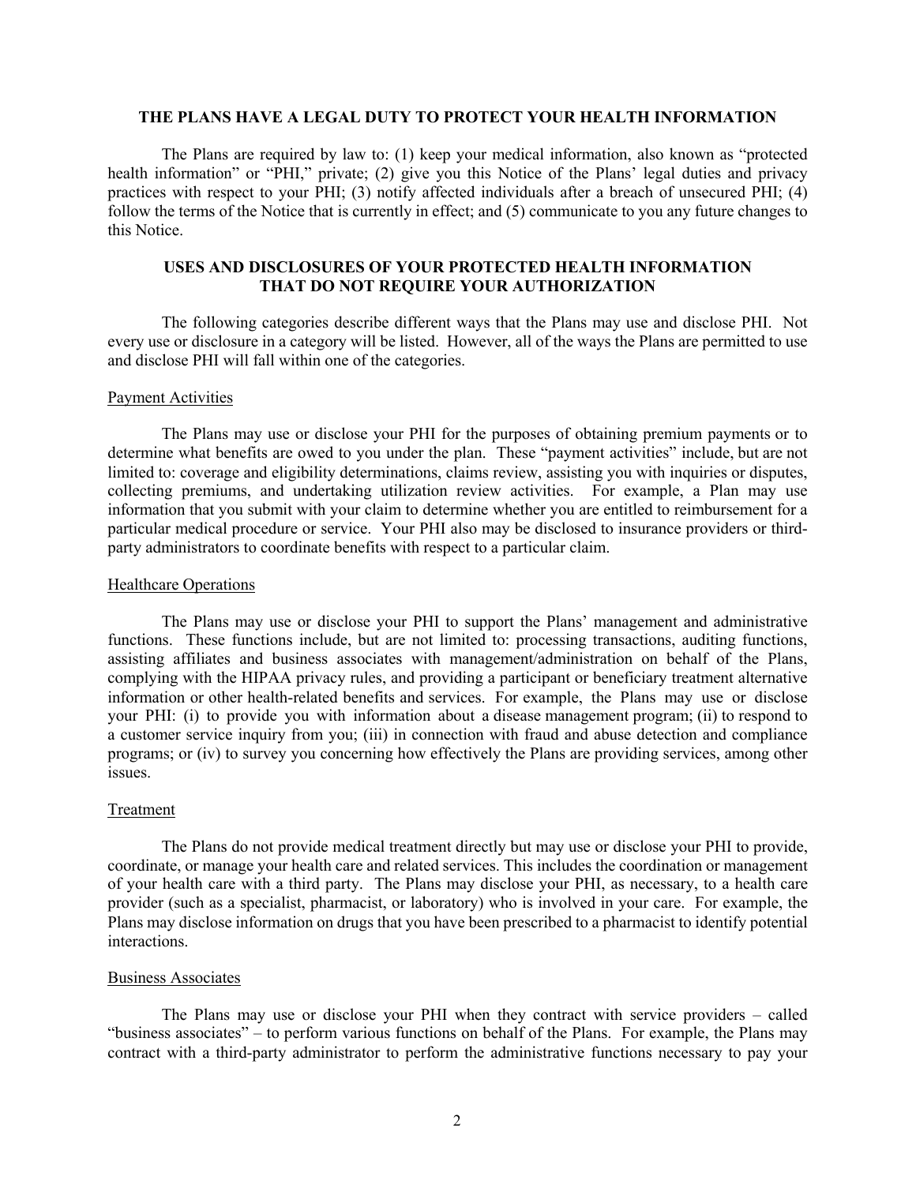## THE PLANS HAVE A LEGAL DUTY TO PROTECT YOUR HEALTH INFORMATION

The Plans are required by law to: (1) keep your medical information, also known as "protected health information" or "PHI," private; (2) give you this Notice of the Plans' legal duties and privacy practices with respect to your PHI; (3) notify affected individuals after a breach of unsecured PHI; (4) follow the terms of the Notice that is currently in effect; and (5) communicate to you any future changes to this Notice.

## USES AND DISCLOSURES OF YOUR PROTECTED HEALTH INFORMATION THAT DO NOT REQUIRE YOUR AUTHORIZATION

The following categories describe different ways that the Plans may use and disclose PHI. Not every use or disclosure in a category will be listed. However, all of the ways the Plans are permitted to use and disclose PHI will fall within one of the categories.

### Payment Activities

The Plans may use or disclose your PHI for the purposes of obtaining premium payments or to determine what benefits are owed to you under the plan. These "payment activities" include, but are not limited to: coverage and eligibility determinations, claims review, assisting you with inquiries or disputes, collecting premiums, and undertaking utilization review activities. For example, a Plan may use information that you submit with your claim to determine whether you are entitled to reimbursement for a particular medical procedure or service. Your PHI also may be disclosed to insurance providers or third-party administrators to coordinate benefits with respect to a particular claim.

### Healthcare Operations

The Plans may use or disclose your PHI to support the Plans' management and administrative functions. These functions include, but are not limited to: processing transactions, auditing functions, assisting affiliates and business associates with management/administration on behalf of the Plans, complying with the HIPAA privacy rules, and providing a participant or beneficiary treatment alternative information or other health-related benefits and services. For example, the Plans may use or disclose your PHI: (i) to provide you with information about a disease management program; (ii) to respond to a customer service inquiry from you; (iii) in connection with fraud and abuse detection and compliance programs; or (iv) to survey you concerning how effectively the Plans are providing services, among other issues.

### Treatment

The Plans do not provide medical treatment directly but may use or disclose your PHI to provide, coordinate, or manage your health care and related services. This includes the coordination or management of your health care with a third party. The Plans may disclose your PHI, as necessary, to a health care provider (such as a specialist, pharmacist, or laboratory) who is involved in your care. For example, the Plans may disclose information on drugs that you have been prescribed to a pharmacist to identify potential interactions.

### Business Associates

The Plans may use or disclose your PHI when they contract with service providers – called "business associates" – to perform various functions on behalf of the Plans. For example, the Plans may contract with a third-party administrator to perform the administrative functions necessary to pay your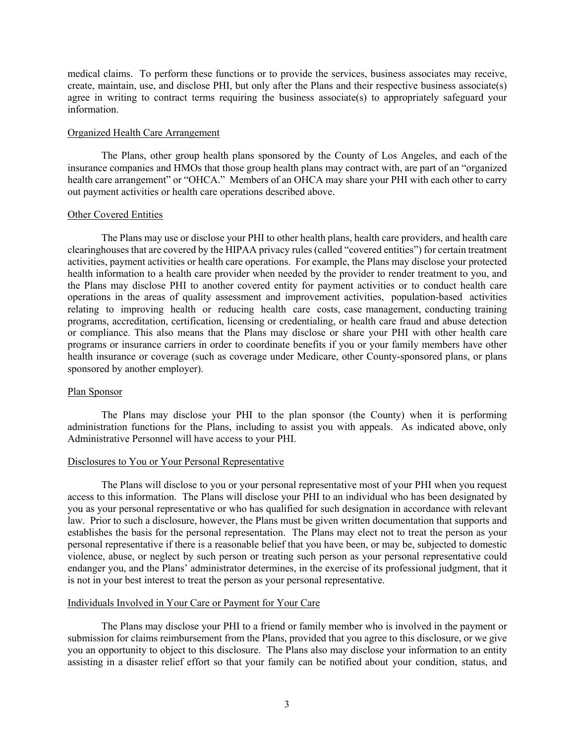medical claims. To perform these functions or to provide the services, business associates may receive, create, maintain, use, and disclose PHI, but only after the Plans and their respective business associate(s) agree in writing to contract terms requiring the business associate(s) to appropriately safeguard your information.

## Organized Health Care Arrangement

The Plans, other group health plans sponsored by the County of Los Angeles, and each of the insurance companies and HMOs that those group health plans may contract with, are part of an "organized health care arrangement" or "OHCA." Members of an OHCA may share your PHI with each other to carry out payment activities or health care operations described above.

## Other Covered Entities

The Plans may use or disclose your PHI to other health plans, health care providers, and health care clearinghouses that are covered by the HIPAA privacy rules (called "covered entities") for certain treatment activities, payment activities or health care operations. For example, the Plans may disclose your protected health information to a health care provider when needed by the provider to render treatment to you, and the Plans may disclose PHI to another covered entity for payment activities or to conduct health care operations in the areas of quality assessment and improvement activities, population-based activities relating to improving health or reducing health care costs, case management, conducting training programs, accreditation, certification, licensing or credentialing, or health care fraud and abuse detection or compliance. This also means that the Plans may disclose or share your PHI with other health care programs or insurance carriers in order to coordinate benefits if you or your family members have other health insurance or coverage (such as coverage under Medicare, other County-sponsored plans, or plans sponsored by another employer).

## Plan Sponsor

The Plans may disclose your PHI to the plan sponsor (the County) when it is performing administration functions for the Plans, including to assist you with appeals. As indicated above, only Administrative Personnel will have access to your PHI.

## Disclosures to You or Your Personal Representative

The Plans will disclose to you or your personal representative most of your PHI when you request access to this information. The Plans will disclose your PHI to an individual who has been designated by you as your personal representative or who has qualified for such designation in accordance with relevant law. Prior to such a disclosure, however, the Plans must be given written documentation that supports and establishes the basis for the personal representation. The Plans may elect not to treat the person as your personal representative if there is a reasonable belief that you have been, or may be, subjected to domestic violence, abuse, or neglect by such person or treating such person as your personal representative could endanger you, and the Plans' administrator determines, in the exercise of its professional judgment, that it is not in your best interest to treat the person as your personal representative.

## Individuals Involved in Your Care or Payment for Your Care

The Plans may disclose your PHI to a friend or family member who is involved in the payment or submission for claims reimbursement from the Plans, provided that you agree to this disclosure, or we give you an opportunity to object to this disclosure. The Plans also may disclose your information to an entity assisting in a disaster relief effort so that your family can be notified about your condition, status, and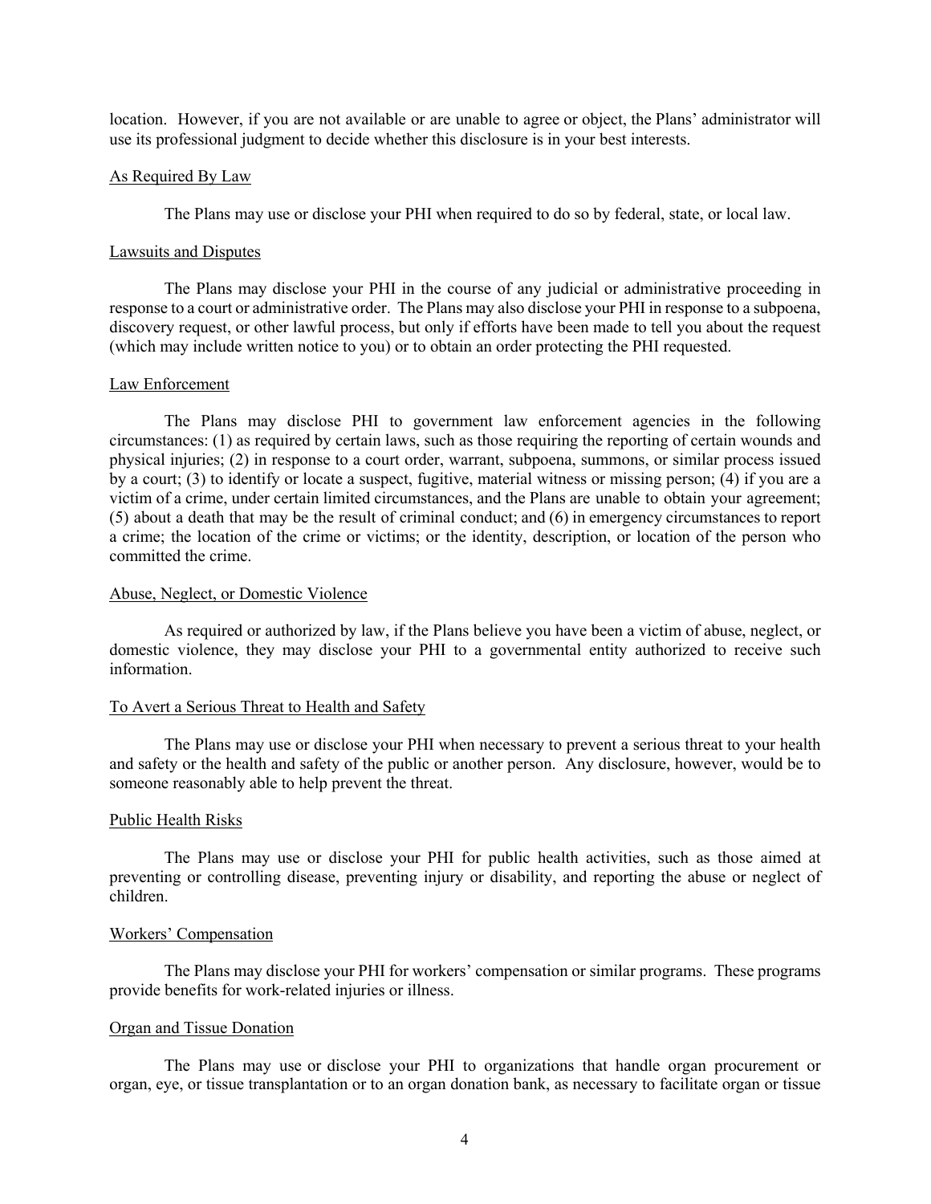location. However, if you are not available or are unable to agree or object, the Plans' administrator will use its professional judgment to decide whether this disclosure is in your best interests.

### As Required By Law

The Plans may use or disclose your PHI when required to do so by federal, state, or local law.

### Lawsuits and Disputes

The Plans may disclose your PHI in the course of any judicial or administrative proceeding in response to a court or administrative order. The Plans may also disclose your PHI in response to a subpoena, discovery request, or other lawful process, but only if efforts have been made to tell you about the request (which may include written notice to you) or to obtain an order protecting the PHI requested.

### Law Enforcement

The Plans may disclose PHI to government law enforcement agencies in the following circumstances: (1) as required by certain laws, such as those requiring the reporting of certain wounds and physical injuries; (2) in response to a court order, warrant, subpoena, summons, or similar process issued by a court; (3) to identify or locate a suspect, fugitive, material witness or missing person; (4) if you are a victim of a crime, under certain limited circumstances, and the Plans are unable to obtain your agreement; (5) about a death that may be the result of criminal conduct; and (6) in emergency circumstances to report a crime; the location of the crime or victims; or the identity, description, or location of the person who committed the crime.

### Abuse, Neglect, or Domestic Violence

As required or authorized by law, if the Plans believe you have been a victim of abuse, neglect, or domestic violence, they may disclose your PHI to a governmental entity authorized to receive such information.

### To Avert a Serious Threat to Health and Safety

The Plans may use or disclose your PHI when necessary to prevent a serious threat to your health and safety or the health and safety of the public or another person. Any disclosure, however, would be to someone reasonably able to help prevent the threat.

### Public Health Risks

The Plans may use or disclose your PHI for public health activities, such as those aimed at preventing or controlling disease, preventing injury or disability, and reporting the abuse or neglect of children.

### Workers' Compensation

The Plans may disclose your PHI for workers' compensation or similar programs. These programs provide benefits for work-related injuries or illness.

### Organ and Tissue Donation

The Plans may use or disclose your PHI to organizations that handle organ procurement or organ, eye, or tissue transplantation or to an organ donation bank, as necessary to facilitate organ or tissue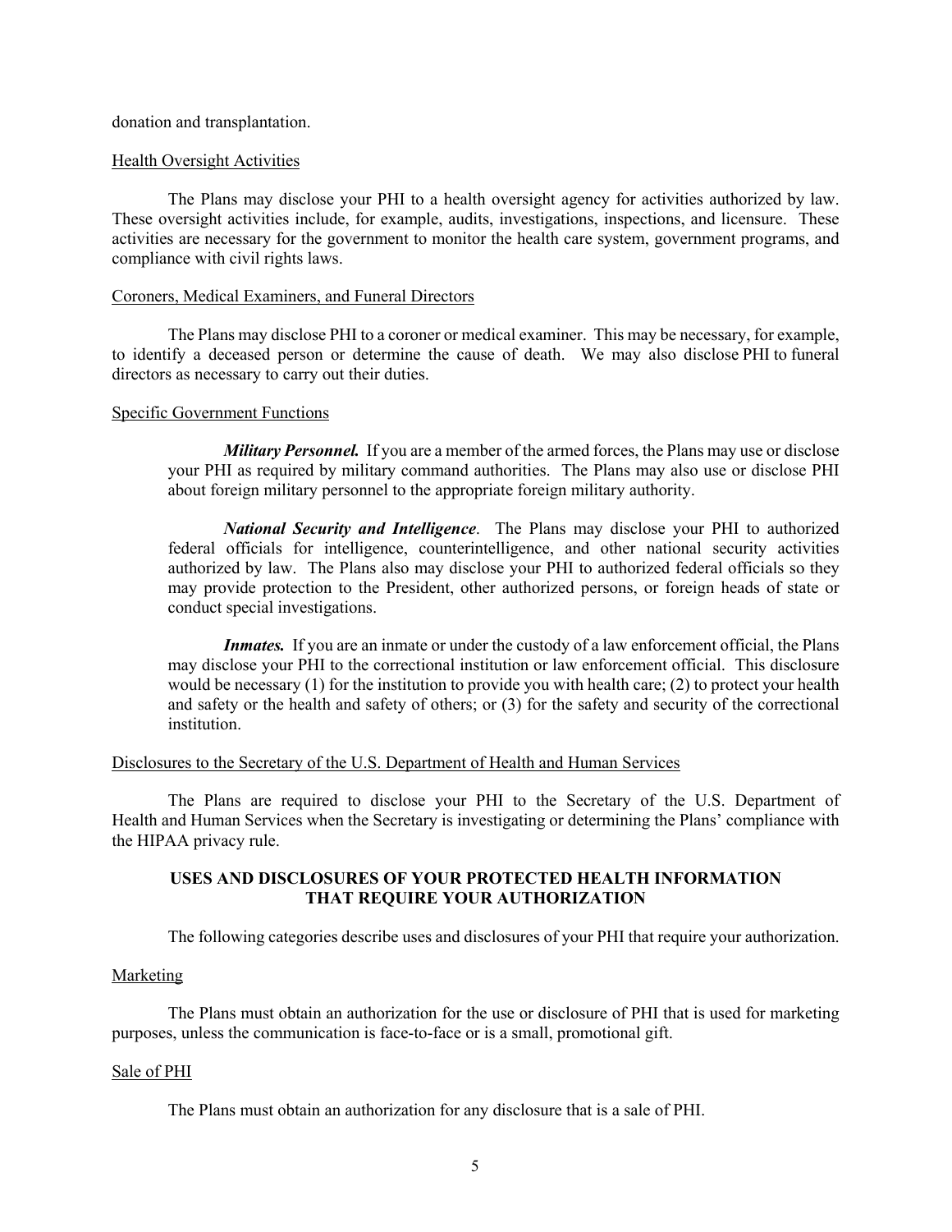donation and transplantation.

Health Oversight Activities

The Plans may disclose your PHI to a health oversight agency for activities authorized by law. These oversight activities include, for example, audits, investigations, inspections, and licensure. These activities are necessary for the government to monitor the health care system, government programs, and compliance with civil rights laws.

Coroners, Medical Examiners, and Funeral Directors

The Plans may disclose PHI to a coroner or medical examiner. This may be necessary, for example, to identify a deceased person or determine the cause of death. We may also disclose PHI to funeral directors as necessary to carry out their duties.

Specific Government Functions

> ***Military Personnel.*** If you are a member of the armed forces, the Plans may use or disclose your PHI as required by military command authorities. The Plans may also use or disclose PHI about foreign military personnel to the appropriate foreign military authority.
>
> ***National Security and Intelligence***. The Plans may disclose your PHI to authorized federal officials for intelligence, counterintelligence, and other national security activities authorized by law. The Plans also may disclose your PHI to authorized federal officials so they may provide protection to the President, other authorized persons, or foreign heads of state or conduct special investigations.
>
> ***Inmates.*** If you are an inmate or under the custody of a law enforcement official, the Plans may disclose your PHI to the correctional institution or law enforcement official. This disclosure would be necessary (1) for the institution to provide you with health care; (2) to protect your health and safety or the health and safety of others; or (3) for the safety and security of the correctional institution.

Disclosures to the Secretary of the U.S. Department of Health and Human Services

The Plans are required to disclose your PHI to the Secretary of the U.S. Department of Health and Human Services when the Secretary is investigating or determining the Plans' compliance with the HIPAA privacy rule.

## USES AND DISCLOSURES OF YOUR PROTECTED HEALTH INFORMATION THAT REQUIRE YOUR AUTHORIZATION

The following categories describe uses and disclosures of your PHI that require your authorization.

Marketing

The Plans must obtain an authorization for the use or disclosure of PHI that is used for marketing purposes, unless the communication is face-to-face or is a small, promotional gift.

Sale of PHI

The Plans must obtain an authorization for any disclosure that is a sale of PHI.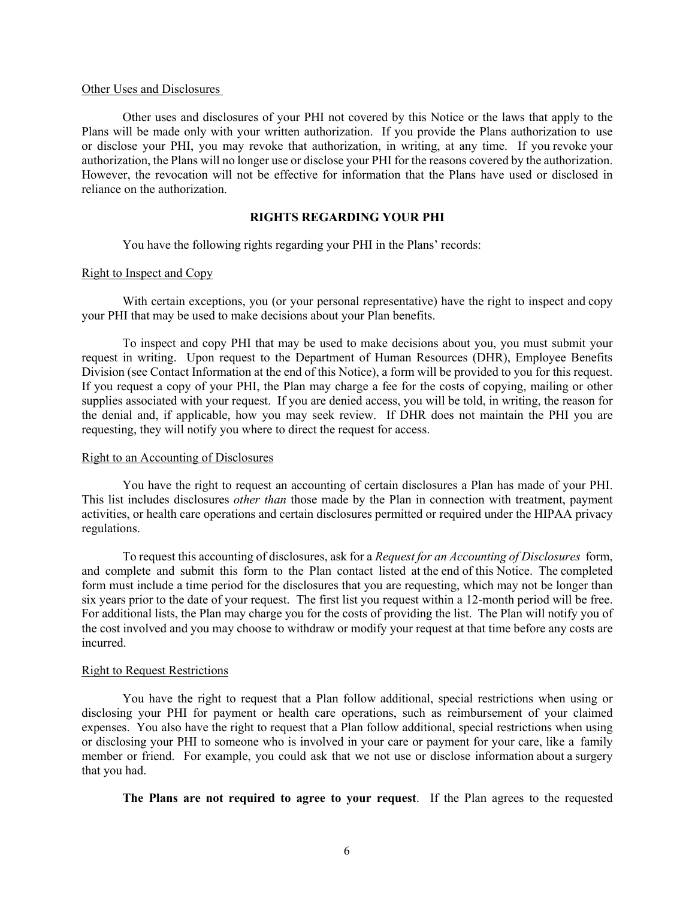Other Uses and Disclosures

Other uses and disclosures of your PHI not covered by this Notice or the laws that apply to the Plans will be made only with your written authorization. If you provide the Plans authorization to use or disclose your PHI, you may revoke that authorization, in writing, at any time. If you revoke your authorization, the Plans will no longer use or disclose your PHI for the reasons covered by the authorization. However, the revocation will not be effective for information that the Plans have used or disclosed in reliance on the authorization.

## RIGHTS REGARDING YOUR PHI

You have the following rights regarding your PHI in the Plans' records:

Right to Inspect and Copy

With certain exceptions, you (or your personal representative) have the right to inspect and copy your PHI that may be used to make decisions about your Plan benefits.

To inspect and copy PHI that may be used to make decisions about you, you must submit your request in writing. Upon request to the Department of Human Resources (DHR), Employee Benefits Division (see Contact Information at the end of this Notice), a form will be provided to you for this request. If you request a copy of your PHI, the Plan may charge a fee for the costs of copying, mailing or other supplies associated with your request. If you are denied access, you will be told, in writing, the reason for the denial and, if applicable, how you may seek review. If DHR does not maintain the PHI you are requesting, they will notify you where to direct the request for access.

Right to an Accounting of Disclosures

You have the right to request an accounting of certain disclosures a Plan has made of your PHI. This list includes disclosures *other than* those made by the Plan in connection with treatment, payment activities, or health care operations and certain disclosures permitted or required under the HIPAA privacy regulations.

To request this accounting of disclosures, ask for a *Request for an Accounting of Disclosures* form, and complete and submit this form to the Plan contact listed at the end of this Notice. The completed form must include a time period for the disclosures that you are requesting, which may not be longer than six years prior to the date of your request. The first list you request within a 12-month period will be free. For additional lists, the Plan may charge you for the costs of providing the list. The Plan will notify you of the cost involved and you may choose to withdraw or modify your request at that time before any costs are incurred.

Right to Request Restrictions

You have the right to request that a Plan follow additional, special restrictions when using or disclosing your PHI for payment or health care operations, such as reimbursement of your claimed expenses. You also have the right to request that a Plan follow additional, special restrictions when using or disclosing your PHI to someone who is involved in your care or payment for your care, like a family member or friend. For example, you could ask that we not use or disclose information about a surgery that you had.

**The Plans are not required to agree to your request**. If the Plan agrees to the requested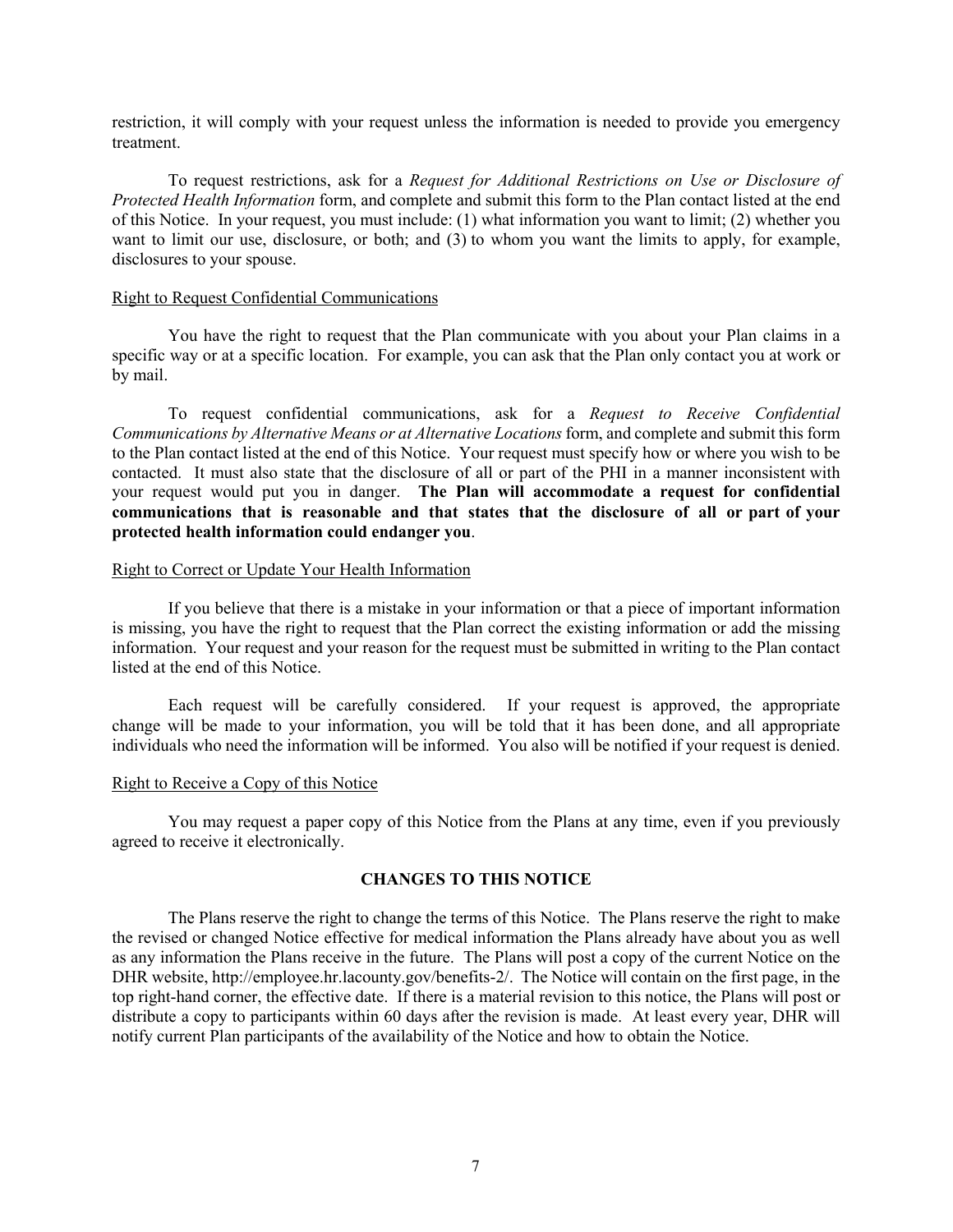restriction, it will comply with your request unless the information is needed to provide you emergency treatment.

To request restrictions, ask for a *Request for Additional Restrictions on Use or Disclosure of Protected Health Information* form, and complete and submit this form to the Plan contact listed at the end of this Notice. In your request, you must include: (1) what information you want to limit; (2) whether you want to limit our use, disclosure, or both; and (3) to whom you want the limits to apply, for example, disclosures to your spouse.

Right to Request Confidential Communications

You have the right to request that the Plan communicate with you about your Plan claims in a specific way or at a specific location. For example, you can ask that the Plan only contact you at work or by mail.

To request confidential communications, ask for a *Request to Receive Confidential Communications by Alternative Means or at Alternative Locations* form, and complete and submit this form to the Plan contact listed at the end of this Notice. Your request must specify how or where you wish to be contacted. It must also state that the disclosure of all or part of the PHI in a manner inconsistent with your request would put you in danger. **The Plan will accommodate a request for confidential communications that is reasonable and that states that the disclosure of all or part of your protected health information could endanger you**.

Right to Correct or Update Your Health Information

If you believe that there is a mistake in your information or that a piece of important information is missing, you have the right to request that the Plan correct the existing information or add the missing information. Your request and your reason for the request must be submitted in writing to the Plan contact listed at the end of this Notice.

Each request will be carefully considered. If your request is approved, the appropriate change will be made to your information, you will be told that it has been done, and all appropriate individuals who need the information will be informed. You also will be notified if your request is denied.

Right to Receive a Copy of this Notice

You may request a paper copy of this Notice from the Plans at any time, even if you previously agreed to receive it electronically.

## CHANGES TO THIS NOTICE

The Plans reserve the right to change the terms of this Notice. The Plans reserve the right to make the revised or changed Notice effective for medical information the Plans already have about you as well as any information the Plans receive in the future. The Plans will post a copy of the current Notice on the DHR website, http://employee.hr.lacounty.gov/benefits-2/. The Notice will contain on the first page, in the top right-hand corner, the effective date. If there is a material revision to this notice, the Plans will post or distribute a copy to participants within 60 days after the revision is made. At least every year, DHR will notify current Plan participants of the availability of the Notice and how to obtain the Notice.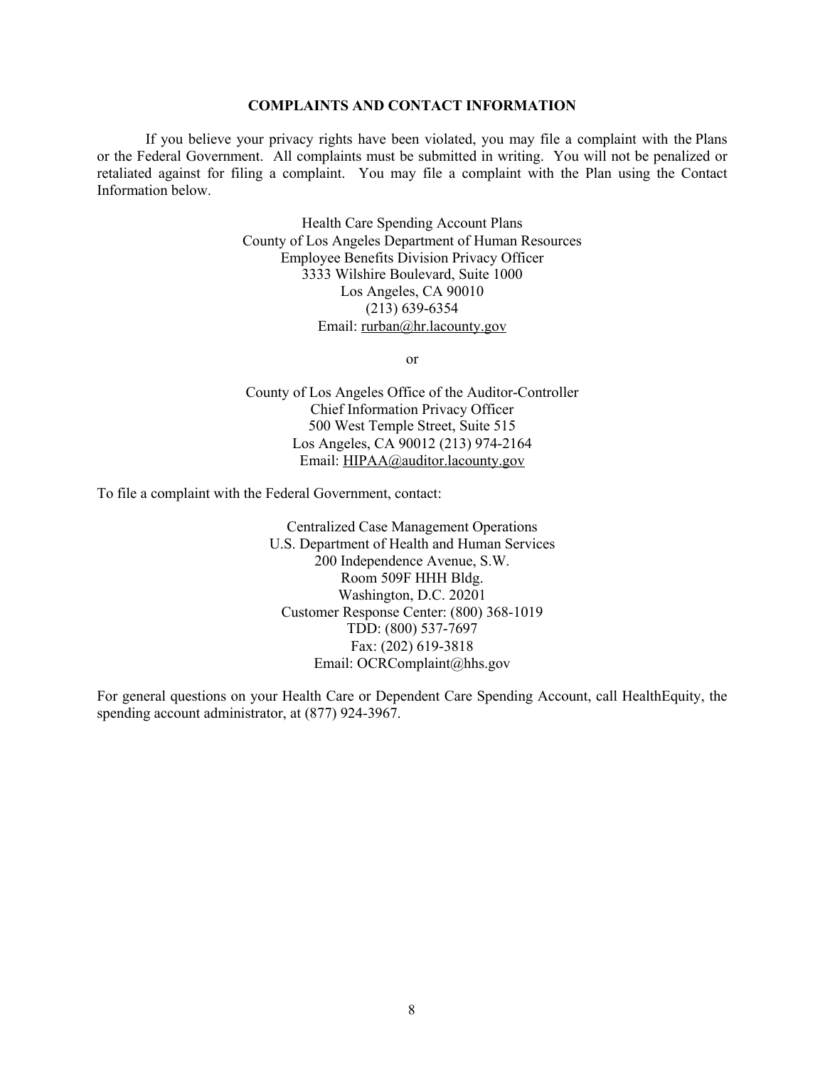## COMPLAINTS AND CONTACT INFORMATION

If you believe your privacy rights have been violated, you may file a complaint with the Plans or the Federal Government. All complaints must be submitted in writing. You will not be penalized or retaliated against for filing a complaint. You may file a complaint with the Plan using the Contact Information below.

Health Care Spending Account Plans
County of Los Angeles Department of Human Resources
Employee Benefits Division Privacy Officer
3333 Wilshire Boulevard, Suite 1000
Los Angeles, CA 90010
(213) 639-6354
Email: rurban@hr.lacounty.gov

or

County of Los Angeles Office of the Auditor-Controller
Chief Information Privacy Officer
500 West Temple Street, Suite 515
Los Angeles, CA 90012 (213) 974-2164
Email: HIPAA@auditor.lacounty.gov

To file a complaint with the Federal Government, contact:

Centralized Case Management Operations
U.S. Department of Health and Human Services
200 Independence Avenue, S.W.
Room 509F HHH Bldg.
Washington, D.C. 20201
Customer Response Center: (800) 368-1019
TDD: (800) 537-7697
Fax: (202) 619-3818
Email: OCRComplaint@hhs.gov

For general questions on your Health Care or Dependent Care Spending Account, call HealthEquity, the spending account administrator, at (877) 924-3967.